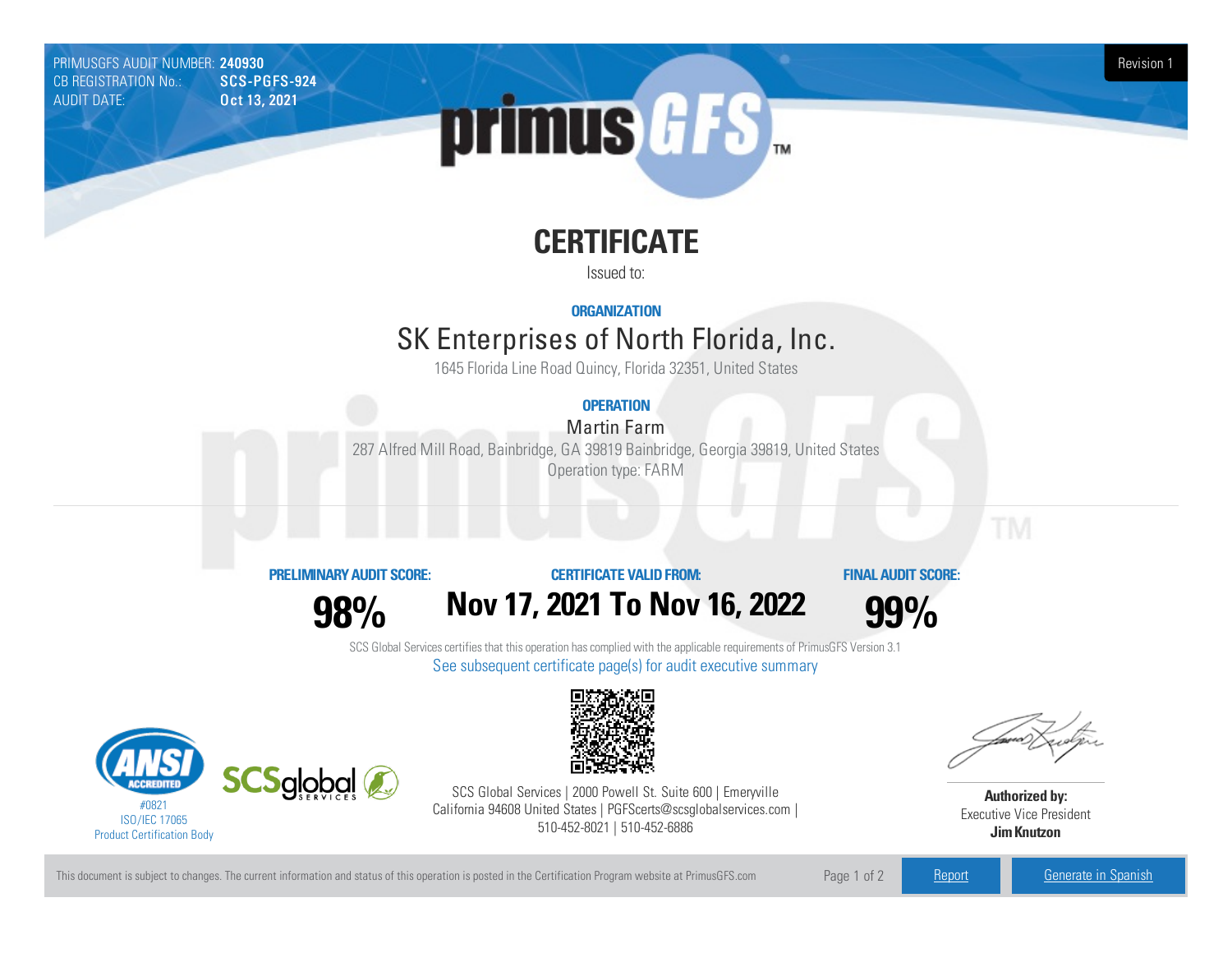PRIMUSGFS AUDIT NUMBER: **240930**
CB REGISTRATION No.: **SCS-PGFS-924**
AUDIT DATE: **Oct 13, 2021**

Revision 1

primus GFS™

# CERTIFICATE

Issued to:

### ORGANIZATION

## SK Enterprises of North Florida, Inc.

1645 Florida Line Road Quincy, Florida 32351, United States

### OPERATION

Martin Farm

287 Alfred Mill Road, Bainbridge, GA 39819 Bainbridge, Georgia 39819, United States

Operation type: FARM

---

| PRELIMINARY AUDIT SCORE: | CERTIFICATE VALID FROM: | FINAL AUDIT SCORE: |
|---|---|---|
| **98%** | **Nov 17, 2021 To Nov 16, 2022** | **99%** |

SCS Global Services certifies that this operation has complied with the applicable requirements of PrimusGFS Version 3.1

See subsequent certificate page(s) for audit executive summary

ANSI ACCREDITED #0821 ISO/IEC 17065 Product Certification Body

SCSglobal SERVICES

SCS Global Services | 2000 Powell St. Suite 600 | Emeryville California 94608 United States | PGFScerts@scsglobalservices.com | 510-452-8021 | 510-452-6886

**Authorized by:**
Executive Vice President
**Jim Knutzon**

This document is subject to changes. The current information and status of this operation is posted in the Certification Program website at PrimusGFS.com

Report | Generate in Spanish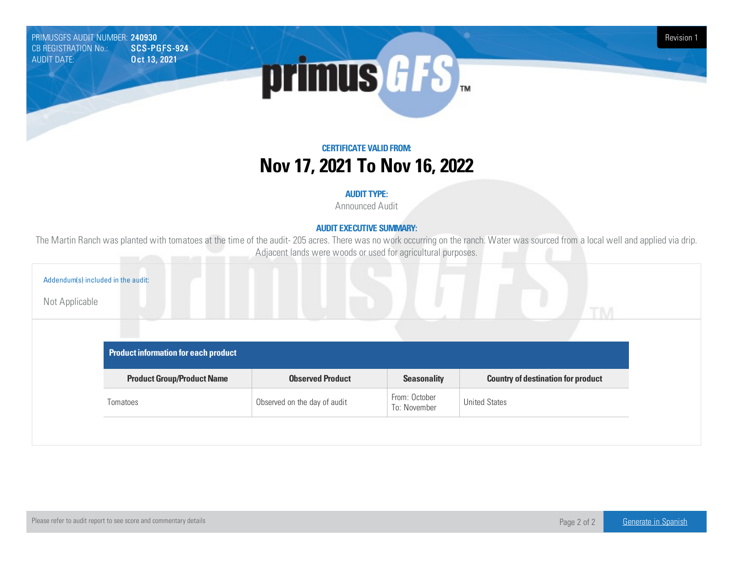PRIMUSGFS AUDIT NUMBER: **240930**
CB REGISTRATION No.: **SCS-PGFS-924**
AUDIT DATE: **Oct 13, 2021**

Revision 1

**CERTIFICATE VALID FROM:**

# Nov 17, 2021 To Nov 16, 2022

**AUDIT TYPE:**

Announced Audit

**AUDIT EXECUTIVE SUMMARY:**

The Martin Ranch was planted with tomatoes at the time of the audit- 205 acres. There was no work occurring on the ranch. Water was sourced from a local well and applied via drip. Adjacent lands were woods or used for agricultural purposes.

Addendum(s) included in the audit:

Not Applicable

**Product information for each product**

| Product Group/Product Name | Observed Product | Seasonality | Country of destination for product |
|---|---|---|---|
| Tomatoes | Observed on the day of audit | From: October<br>To: November | United States |

Please refer to audit report to see score and commentary details

Generate in Spanish